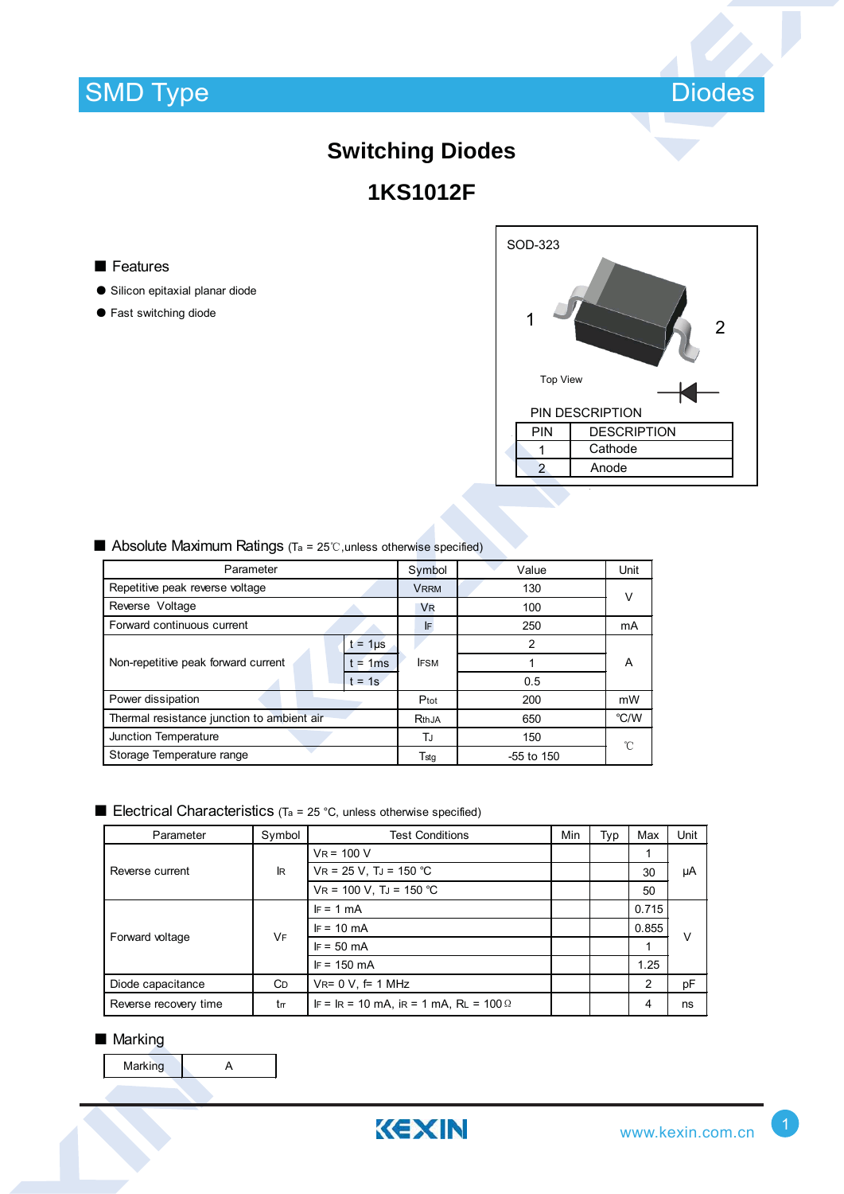SMD Type　　　　　　　　　　　　　　　　　　　　　　　　　　　　　　Diodes

# Switching Diodes

# 1KS1012F

## Features

- Silicon epitaxial planar diode
- Fast switching diode

SOD-323

1　　　　2

Top View

PIN DESCRIPTION

| PIN | DESCRIPTION |
|---|---|
| 1 | Cathode |
| 2 | Anode |

## Absolute Maximum Ratings ($T_a$ = 25℃,unless otherwise specified)

| Parameter | | Symbol | Value | Unit |
|---|---|---|---|---|
| Repetitive peak reverse voltage | | $V_{RRM}$ | 130 | V |
| Reverse Voltage | | $V_R$ | 100 | |
| Forward continuous current | | $I_F$ | 250 | mA |
| Non-repetitive peak forward current | t = 1μs | $I_{FSM}$ | 2 | A |
| | t = 1ms | | 1 | |
| | t = 1s | | 0.5 | |
| Power dissipation | | $P_{tot}$ | 200 | mW |
| Thermal resistance junction to ambient air | | $R_{thJA}$ | 650 | ℃/W |
| Junction Temperature | | $T_J$ | 150 | ℃ |
| Storage Temperature range | | $T_{stg}$ | -55 to 150 | |

## Electrical Characteristics ($T_a$ = 25 °C, unless otherwise specified)

| Parameter | Symbol | Test Conditions | Min | Typ | Max | Unit |
|---|---|---|---|---|---|---|
| Reverse current | $I_R$ | $V_R$ = 100 V | | | 1 | μA |
| | | $V_R$ = 25 V, $T_J$ = 150 °C | | | 30 | |
| | | $V_R$ = 100 V, $T_J$ = 150 °C | | | 50 | |
| Forward voltage | $V_F$ | $I_F$ = 1 mA | | | 0.715 | V |
| | | $I_F$ = 10 mA | | | 0.855 | |
| | | $I_F$ = 50 mA | | | 1 | |
| | | $I_F$ = 150 mA | | | 1.25 | |
| Diode capacitance | $C_D$ | $V_R$= 0 V, f= 1 MHz | | | 2 | pF |
| Reverse recovery time | $t_{rr}$ | $I_F$ = $I_R$ = 10 mA, $i_R$ = 1 mA, $R_L$ = 100Ω | | | 4 | ns |

## Marking

| Marking | A |
|---|---|

KEXIN　　　　www.kexin.com.cn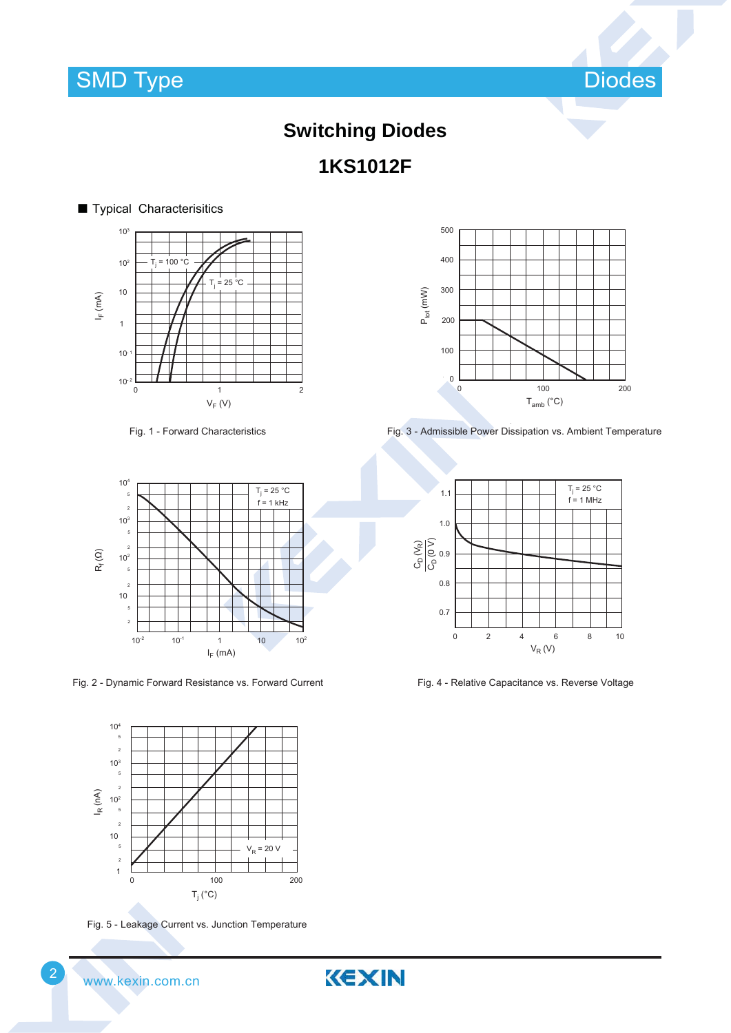# Switching Diodes

## 1KS1012F

■ Typical Characterisitics

Fig. 1 - Forward Characteristics

Fig. 3 - Admissible Power Dissipation vs. Ambient Temperature

Fig. 2 - Dynamic Forward Resistance vs. Forward Current

Fig. 4 - Relative Capacitance vs. Reverse Voltage

Fig. 5 - Leakage Current vs. Junction Temperature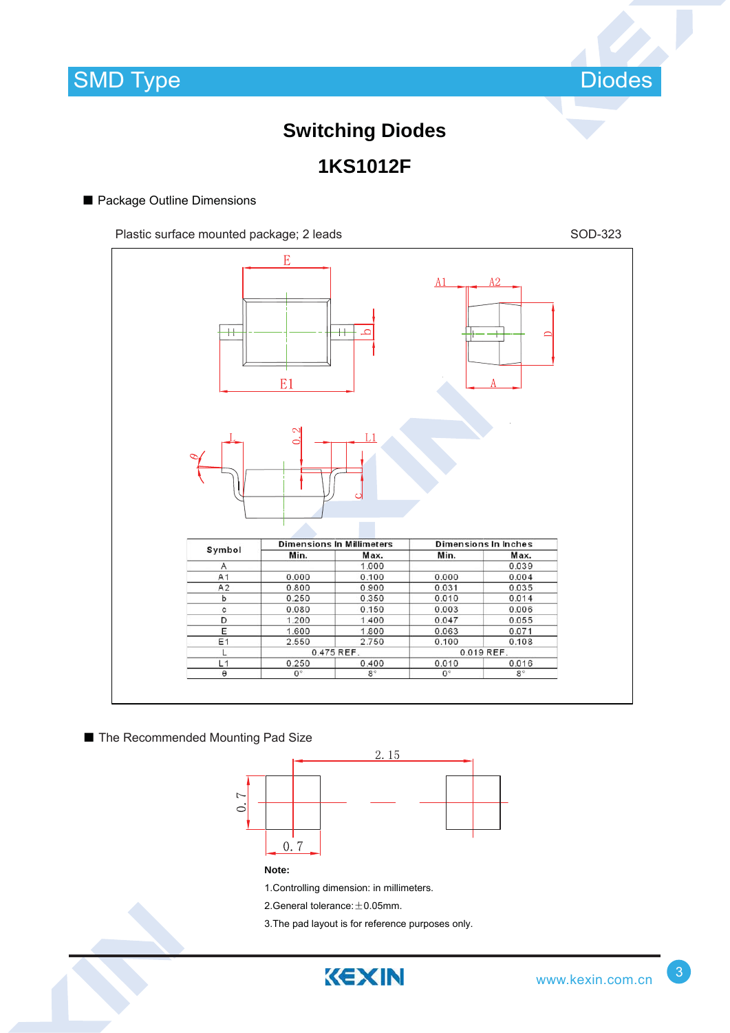# Switching Diodes

## 1KS1012F

■ Package Outline Dimensions

Plastic surface mounted package; 2 leads SOD-323

| Symbol | Dimensions In Millimeters | | Dimensions In Inches | |
|---|---|---|---|---|
| | Min. | Max. | Min. | Max. |
| A | | 1.000 | | 0.039 |
| A1 | 0.000 | 0.100 | 0.000 | 0.004 |
| A2 | 0.800 | 0.900 | 0.031 | 0.035 |
| b | 0.250 | 0.350 | 0.010 | 0.014 |
| c | 0.080 | 0.150 | 0.003 | 0.006 |
| D | 1.200 | 1.400 | 0.047 | 0.055 |
| E | 1.600 | 1.800 | 0.063 | 0.071 |
| E1 | 2.550 | 2.750 | 0.100 | 0.108 |
| L | 0.475 REF. | | 0.019 REF. | |
| L1 | 0.250 | 0.400 | 0.010 | 0.016 |
| θ | 0° | 8° | 0° | 8° |

■ The Recommended Mounting Pad Size

2.15

0.7

0.7

**Note:**

1.Controlling dimension: in millimeters.

2.General tolerance: ±0.05mm.

3.The pad layout is for reference purposes only.